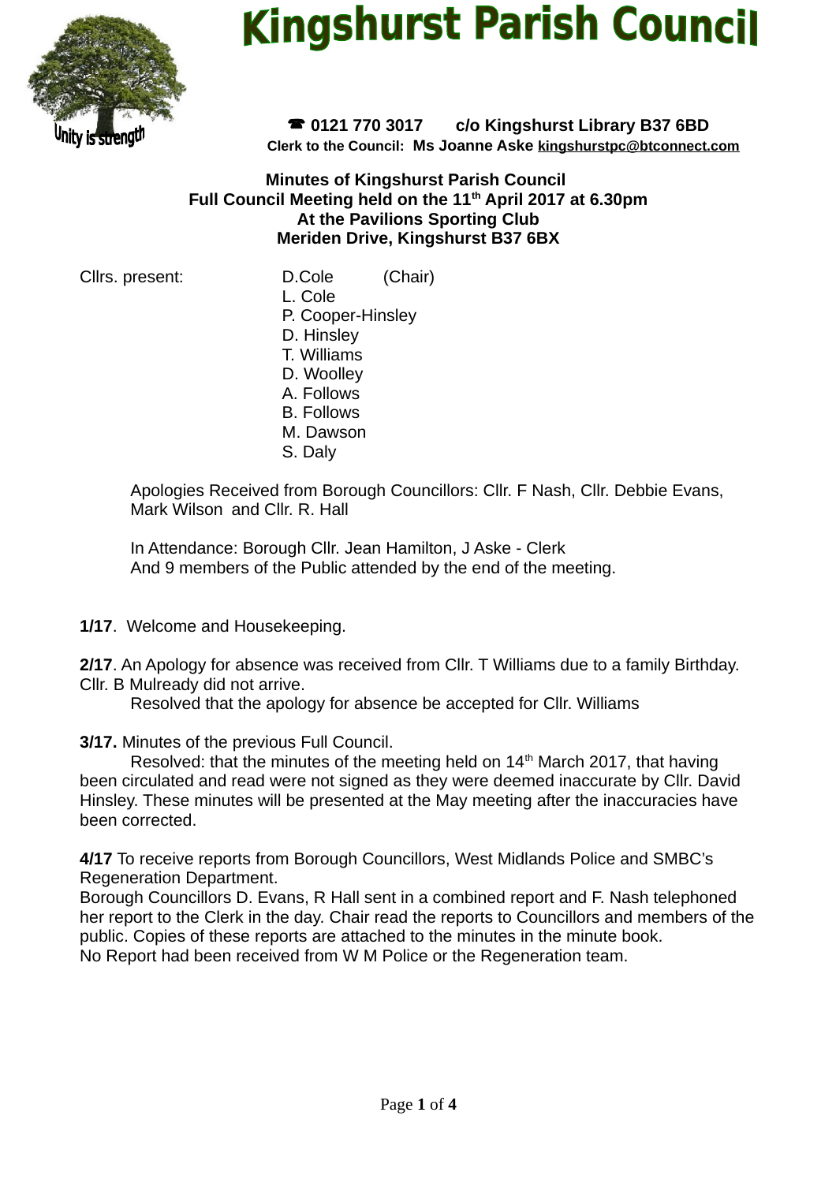# Kingshurst Parish Council

Unity is strength

☎ 0121 770 3017 c/o Kingshurst Library B37 6BD

Clerk to the Council: Ms Joanne Aske kingshurstpc@btconnect.com

**Minutes of Kingshurst Parish Council**
**Full Council Meeting held on the 11th April 2017 at 6.30pm**
**At the Pavilions Sporting Club**
**Meriden Drive, Kingshurst B37 6BX**

Cllrs. present:
- D.Cole (Chair)
- L. Cole
- P. Cooper-Hinsley
- D. Hinsley
- T. Williams
- D. Woolley
- A. Follows
- B. Follows
- M. Dawson
- S. Daly

Apologies Received from Borough Councillors: Cllr. F Nash, Cllr. Debbie Evans, Mark Wilson and Cllr. R. Hall

In Attendance: Borough Cllr. Jean Hamilton, J Aske - Clerk
And 9 members of the Public attended by the end of the meeting.

**1/17**. Welcome and Housekeeping.

**2/17**. An Apology for absence was received from Cllr. T Williams due to a family Birthday. Cllr. B Mulready did not arrive.

Resolved that the apology for absence be accepted for Cllr. Williams

**3/17.** Minutes of the previous Full Council.

Resolved: that the minutes of the meeting held on 14th March 2017, that having been circulated and read were not signed as they were deemed inaccurate by Cllr. David Hinsley. These minutes will be presented at the May meeting after the inaccuracies have been corrected.

**4/17** To receive reports from Borough Councillors, West Midlands Police and SMBC's Regeneration Department.

Borough Councillors D. Evans, R Hall sent in a combined report and F. Nash telephoned her report to the Clerk in the day. Chair read the reports to Councillors and members of the public. Copies of these reports are attached to the minutes in the minute book.

No Report had been received from W M Police or the Regeneration team.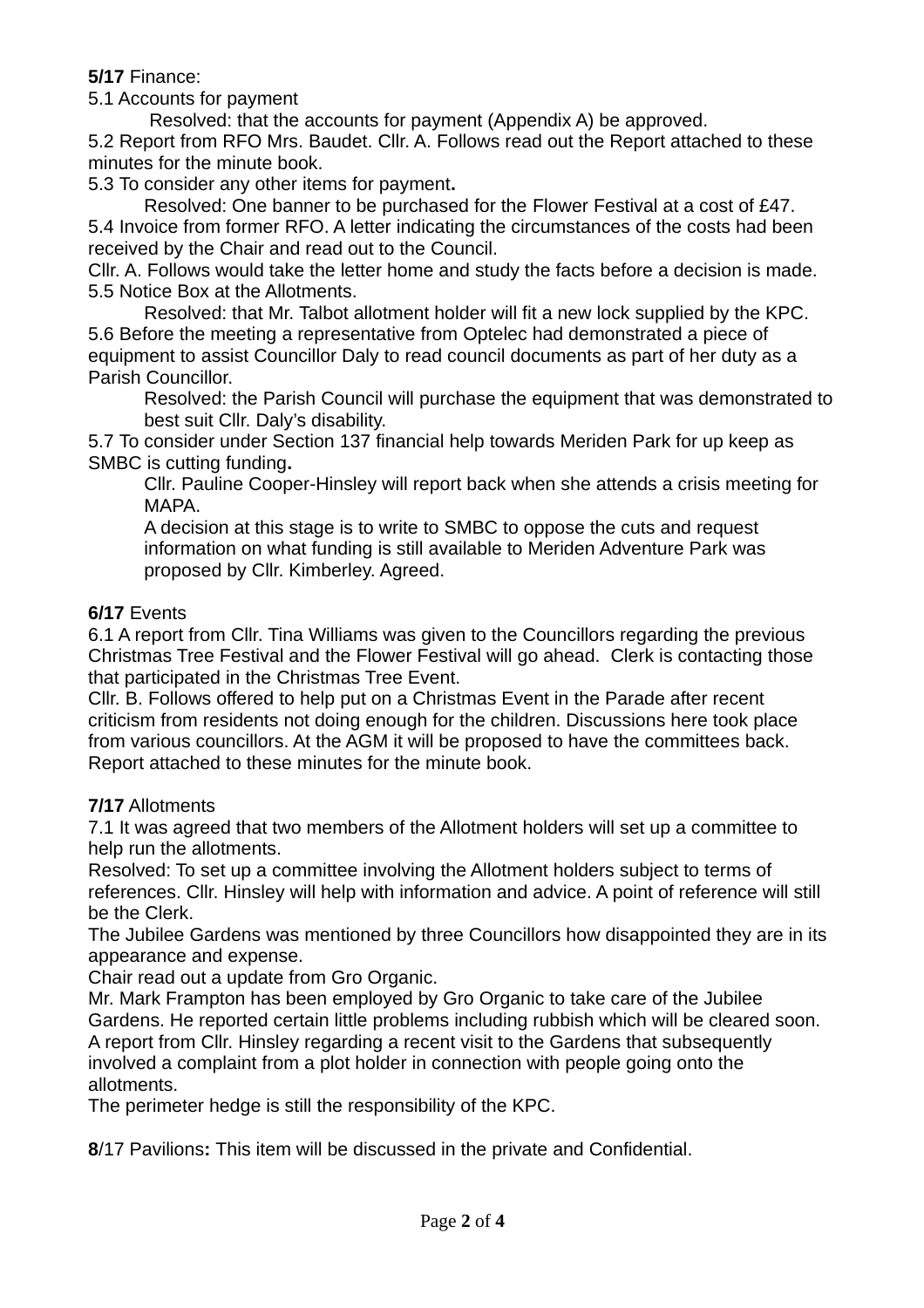**5/17** Finance:

5.1 Accounts for payment

Resolved: that the accounts for payment (Appendix A) be approved.

5.2 Report from RFO Mrs. Baudet. Cllr. A. Follows read out the Report attached to these minutes for the minute book.

5.3 To consider any other items for payment**.**

Resolved: One banner to be purchased for the Flower Festival at a cost of £47.

5.4 Invoice from former RFO. A letter indicating the circumstances of the costs had been received by the Chair and read out to the Council.

Cllr. A. Follows would take the letter home and study the facts before a decision is made.

5.5 Notice Box at the Allotments.

Resolved: that Mr. Talbot allotment holder will fit a new lock supplied by the KPC.

5.6 Before the meeting a representative from Optelec had demonstrated a piece of equipment to assist Councillor Daly to read council documents as part of her duty as a Parish Councillor.

Resolved: the Parish Council will purchase the equipment that was demonstrated to best suit Cllr. Daly's disability.

5.7 To consider under Section 137 financial help towards Meriden Park for up keep as SMBC is cutting funding**.**

Cllr. Pauline Cooper-Hinsley will report back when she attends a crisis meeting for MAPA.

A decision at this stage is to write to SMBC to oppose the cuts and request information on what funding is still available to Meriden Adventure Park was proposed by Cllr. Kimberley. Agreed.

**6/17** Events

6.1 A report from Cllr. Tina Williams was given to the Councillors regarding the previous Christmas Tree Festival and the Flower Festival will go ahead. Clerk is contacting those that participated in the Christmas Tree Event.

Cllr. B. Follows offered to help put on a Christmas Event in the Parade after recent criticism from residents not doing enough for the children. Discussions here took place from various councillors. At the AGM it will be proposed to have the committees back. Report attached to these minutes for the minute book.

**7/17** Allotments

7.1 It was agreed that two members of the Allotment holders will set up a committee to help run the allotments.

Resolved: To set up a committee involving the Allotment holders subject to terms of references. Cllr. Hinsley will help with information and advice. A point of reference will still be the Clerk.

The Jubilee Gardens was mentioned by three Councillors how disappointed they are in its appearance and expense.

Chair read out a update from Gro Organic.

Mr. Mark Frampton has been employed by Gro Organic to take care of the Jubilee Gardens. He reported certain little problems including rubbish which will be cleared soon.

A report from Cllr. Hinsley regarding a recent visit to the Gardens that subsequently involved a complaint from a plot holder in connection with people going onto the allotments.

The perimeter hedge is still the responsibility of the KPC.

**8**/17 Pavilions**:** This item will be discussed in the private and Confidential.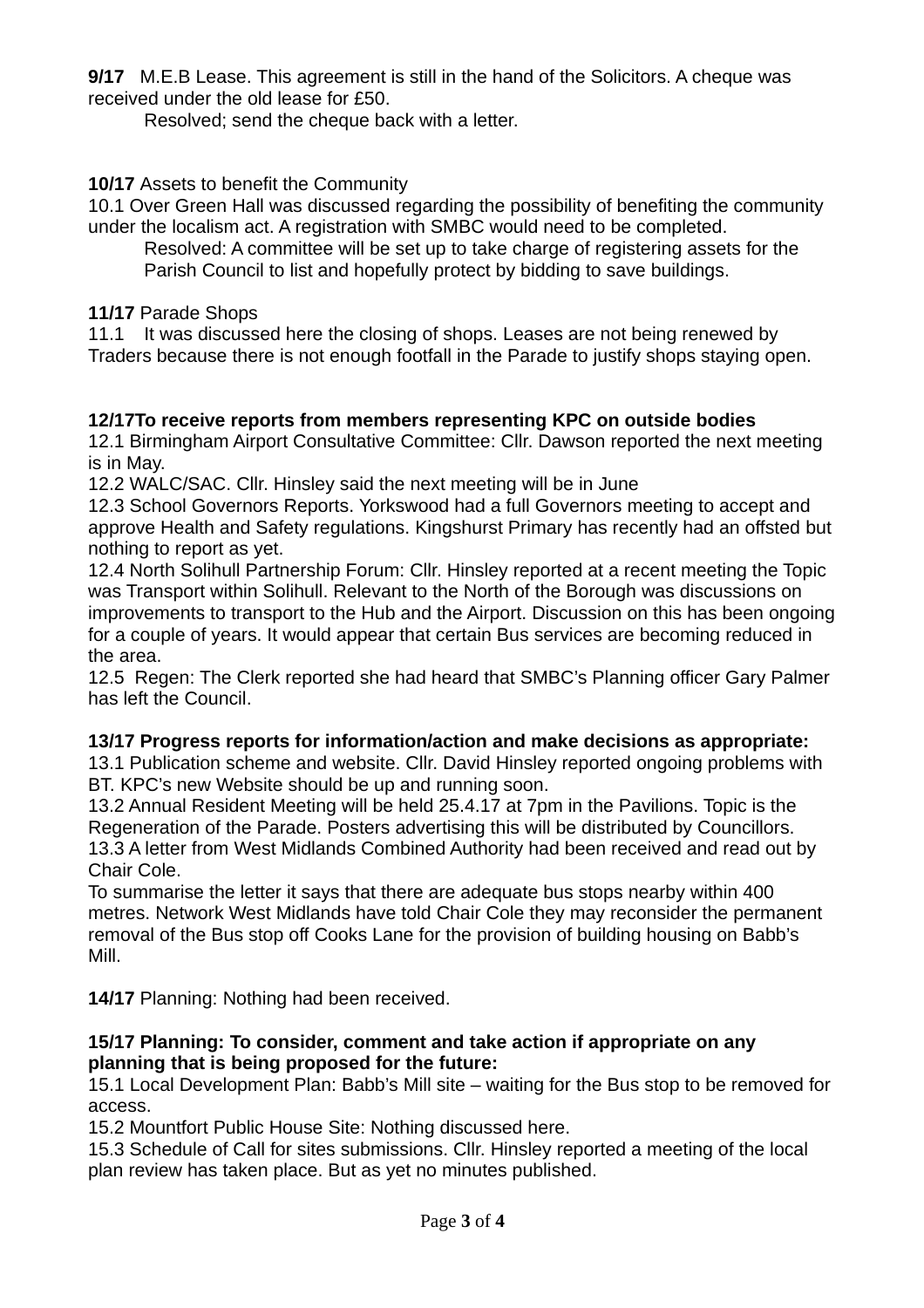**9/17** M.E.B Lease. This agreement is still in the hand of the Solicitors. A cheque was received under the old lease for £50.

Resolved; send the cheque back with a letter.

**10/17** Assets to benefit the Community

10.1 Over Green Hall was discussed regarding the possibility of benefiting the community under the localism act. A registration with SMBC would need to be completed.

Resolved: A committee will be set up to take charge of registering assets for the Parish Council to list and hopefully protect by bidding to save buildings.

**11/17** Parade Shops

11.1 It was discussed here the closing of shops. Leases are not being renewed by Traders because there is not enough footfall in the Parade to justify shops staying open.

**12/17To receive reports from members representing KPC on outside bodies**

12.1 Birmingham Airport Consultative Committee: Cllr. Dawson reported the next meeting is in May.

12.2 WALC/SAC. Cllr. Hinsley said the next meeting will be in June

12.3 School Governors Reports. Yorkswood had a full Governors meeting to accept and approve Health and Safety regulations. Kingshurst Primary has recently had an offsted but nothing to report as yet.

12.4 North Solihull Partnership Forum: Cllr. Hinsley reported at a recent meeting the Topic was Transport within Solihull. Relevant to the North of the Borough was discussions on improvements to transport to the Hub and the Airport. Discussion on this has been ongoing for a couple of years. It would appear that certain Bus services are becoming reduced in the area.

12.5 Regen: The Clerk reported she had heard that SMBC's Planning officer Gary Palmer has left the Council.

**13/17 Progress reports for information/action and make decisions as appropriate:**

13.1 Publication scheme and website. Cllr. David Hinsley reported ongoing problems with BT. KPC's new Website should be up and running soon.

13.2 Annual Resident Meeting will be held 25.4.17 at 7pm in the Pavilions. Topic is the Regeneration of the Parade. Posters advertising this will be distributed by Councillors.

13.3 A letter from West Midlands Combined Authority had been received and read out by Chair Cole.

To summarise the letter it says that there are adequate bus stops nearby within 400 metres. Network West Midlands have told Chair Cole they may reconsider the permanent removal of the Bus stop off Cooks Lane for the provision of building housing on Babb's Mill.

**14/17** Planning: Nothing had been received.

**15/17 Planning: To consider, comment and take action if appropriate on any planning that is being proposed for the future:**

15.1 Local Development Plan: Babb's Mill site – waiting for the Bus stop to be removed for access.

15.2 Mountfort Public House Site: Nothing discussed here.

15.3 Schedule of Call for sites submissions. Cllr. Hinsley reported a meeting of the local plan review has taken place. But as yet no minutes published.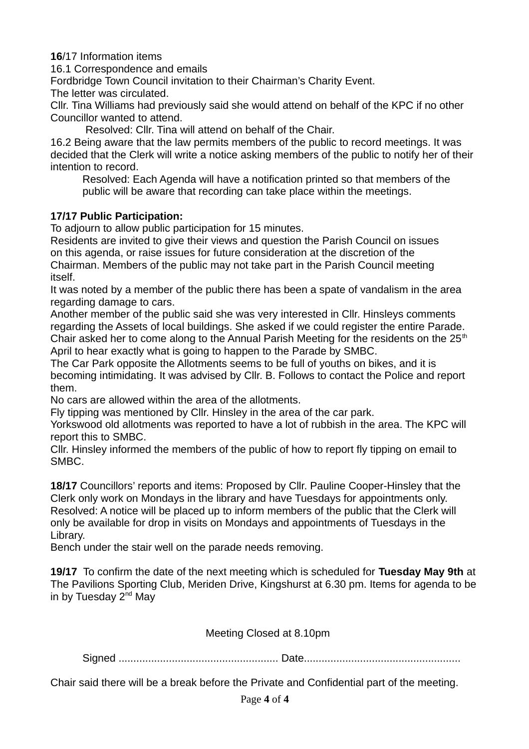**16**/17 Information items

16.1 Correspondence and emails

Fordbridge Town Council invitation to their Chairman's Charity Event.

The letter was circulated.

Cllr. Tina Williams had previously said she would attend on behalf of the KPC if no other Councillor wanted to attend.

Resolved: Cllr. Tina will attend on behalf of the Chair.

16.2 Being aware that the law permits members of the public to record meetings. It was decided that the Clerk will write a notice asking members of the public to notify her of their intention to record.

Resolved: Each Agenda will have a notification printed so that members of the public will be aware that recording can take place within the meetings.

**17/17 Public Participation:**

To adjourn to allow public participation for 15 minutes.

Residents are invited to give their views and question the Parish Council on issues on this agenda, or raise issues for future consideration at the discretion of the Chairman. Members of the public may not take part in the Parish Council meeting itself.

It was noted by a member of the public there has been a spate of vandalism in the area regarding damage to cars.

Another member of the public said she was very interested in Cllr. Hinsleys comments regarding the Assets of local buildings. She asked if we could register the entire Parade. Chair asked her to come along to the Annual Parish Meeting for the residents on the 25th April to hear exactly what is going to happen to the Parade by SMBC.

The Car Park opposite the Allotments seems to be full of youths on bikes, and it is becoming intimidating. It was advised by Cllr. B. Follows to contact the Police and report them.

No cars are allowed within the area of the allotments.

Fly tipping was mentioned by Cllr. Hinsley in the area of the car park.

Yorkswood old allotments was reported to have a lot of rubbish in the area. The KPC will report this to SMBC.

Cllr. Hinsley informed the members of the public of how to report fly tipping on email to SMBC.

**18/17** Councillors' reports and items: Proposed by Cllr. Pauline Cooper-Hinsley that the Clerk only work on Mondays in the library and have Tuesdays for appointments only.

Resolved: A notice will be placed up to inform members of the public that the Clerk will only be available for drop in visits on Mondays and appointments of Tuesdays in the Library.

Bench under the stair well on the parade needs removing.

**19/17** To confirm the date of the next meeting which is scheduled for **Tuesday May 9th** at The Pavilions Sporting Club, Meriden Drive, Kingshurst at 6.30 pm. Items for agenda to be in by Tuesday 2nd May

Meeting Closed at 8.10pm

Signed ..................................................... Date....................................................

Chair said there will be a break before the Private and Confidential part of the meeting.